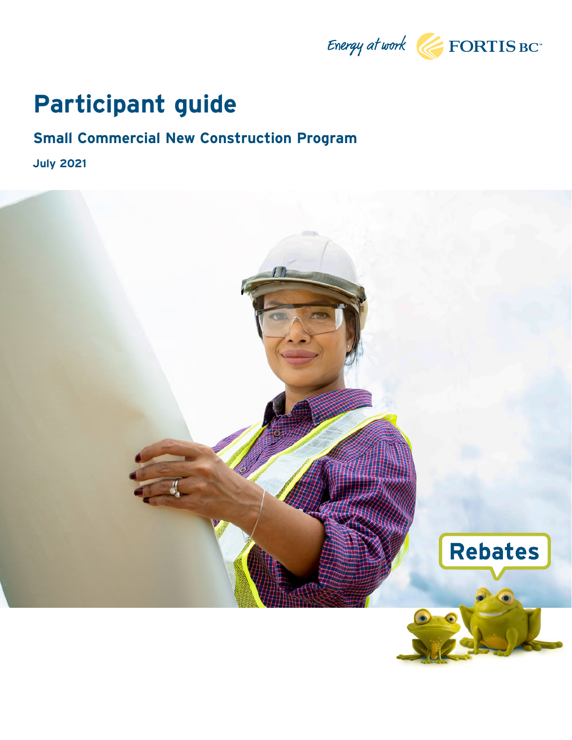Energy at work FORTIS BC™

# Participant guide

## Small Commercial New Construction Program

**July 2021**

Rebates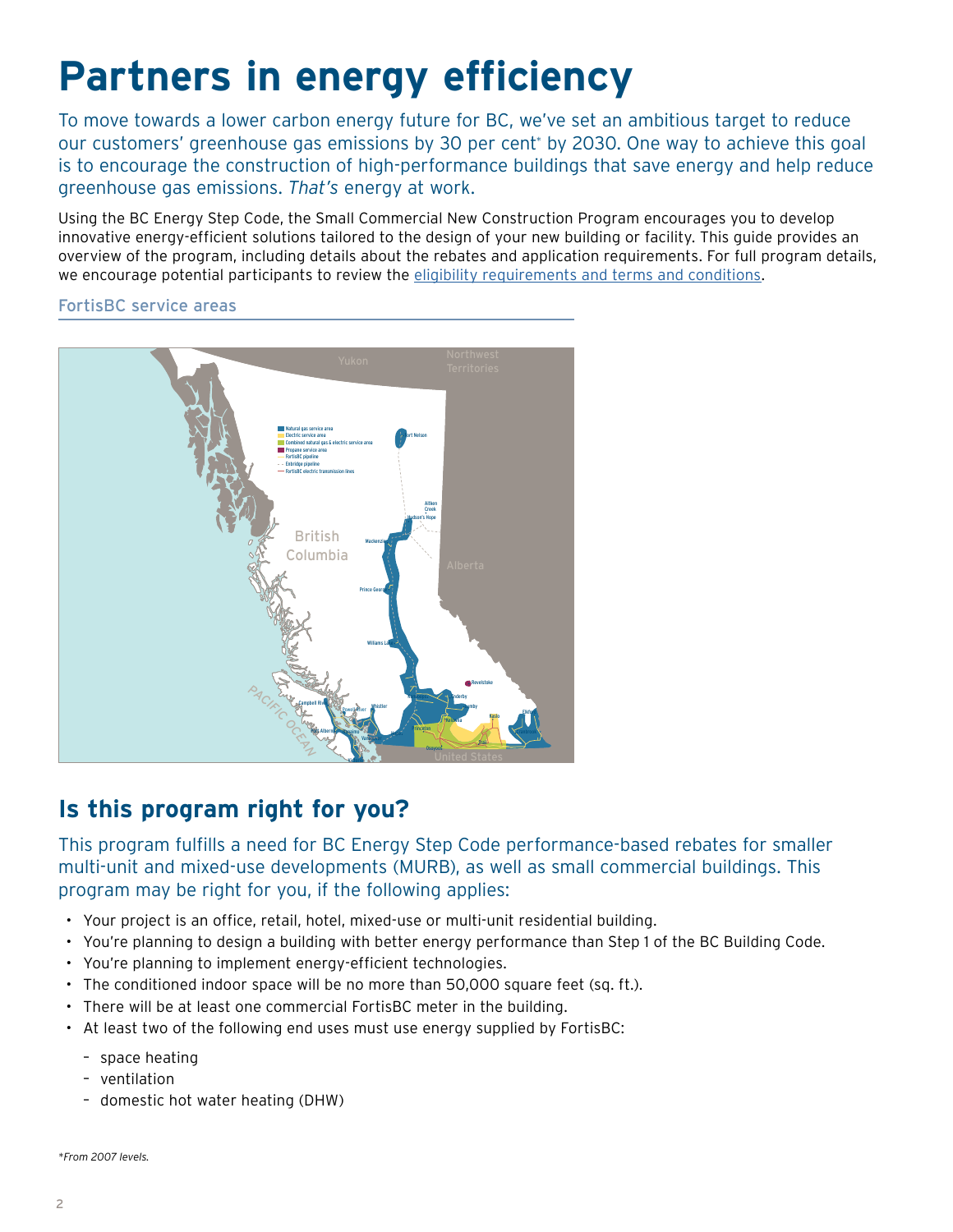# Partners in energy efficiency

To move towards a lower carbon energy future for BC, we've set an ambitious target to reduce our customers' greenhouse gas emissions by 30 per cent* by 2030. One way to achieve this goal is to encourage the construction of high-performance buildings that save energy and help reduce greenhouse gas emissions. *That's* energy at work.

Using the BC Energy Step Code, the Small Commercial New Construction Program encourages you to develop innovative energy-efficient solutions tailored to the design of your new building or facility. This guide provides an overview of the program, including details about the rebates and application requirements. For full program details, we encourage potential participants to review the eligibility requirements and terms and conditions.

FortisBC service areas

## Is this program right for you?

This program fulfills a need for BC Energy Step Code performance-based rebates for smaller multi-unit and mixed-use developments (MURB), as well as small commercial buildings. This program may be right for you, if the following applies:

- Your project is an office, retail, hotel, mixed-use or multi-unit residential building.
- You're planning to design a building with better energy performance than Step 1 of the BC Building Code.
- You're planning to implement energy-efficient technologies.
- The conditioned indoor space will be no more than 50,000 square feet (sq. ft.).
- There will be at least one commercial FortisBC meter in the building.
- At least two of the following end uses must use energy supplied by FortisBC:
  - space heating
  - ventilation
  - domestic hot water heating (DHW)

*\*From 2007 levels.*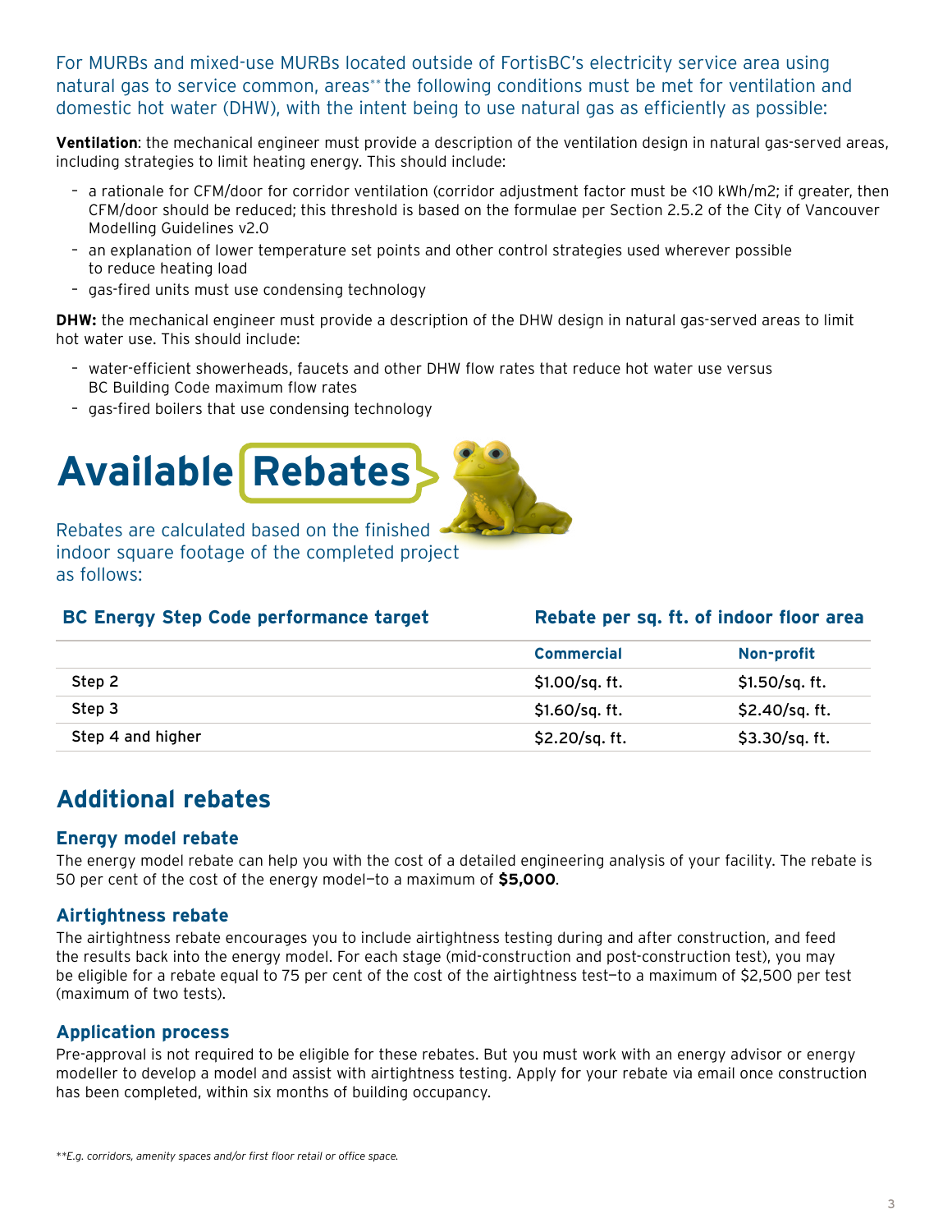For MURBs and mixed-use MURBs located outside of FortisBC's electricity service area using natural gas to service common, areas** the following conditions must be met for ventilation and domestic hot water (DHW), with the intent being to use natural gas as efficiently as possible:

**Ventilation**: the mechanical engineer must provide a description of the ventilation design in natural gas-served areas, including strategies to limit heating energy. This should include:

- a rationale for CFM/door for corridor ventilation (corridor adjustment factor must be <10 kWh/m2; if greater, then CFM/door should be reduced; this threshold is based on the formulae per Section 2.5.2 of the City of Vancouver Modelling Guidelines v2.0
- an explanation of lower temperature set points and other control strategies used wherever possible to reduce heating load
- gas-fired units must use condensing technology

**DHW:** the mechanical engineer must provide a description of the DHW design in natural gas-served areas to limit hot water use. This should include:

- water-efficient showerheads, faucets and other DHW flow rates that reduce hot water use versus BC Building Code maximum flow rates
- gas-fired boilers that use condensing technology

# Available Rebates

Rebates are calculated based on the finished indoor square footage of the completed project as follows:

| BC Energy Step Code performance target | Rebate per sq. ft. of indoor floor area | |
|---|---|---|
| | Commercial | Non-profit |
| Step 2 | $1.00/sq. ft. | $1.50/sq. ft. |
| Step 3 | $1.60/sq. ft. | $2.40/sq. ft. |
| Step 4 and higher | $2.20/sq. ft. | $3.30/sq. ft. |

## Additional rebates

### Energy model rebate

The energy model rebate can help you with the cost of a detailed engineering analysis of your facility. The rebate is 50 per cent of the cost of the energy model—to a maximum of **$5,000**.

### Airtightness rebate

The airtightness rebate encourages you to include airtightness testing during and after construction, and feed the results back into the energy model. For each stage (mid-construction and post-construction test), you may be eligible for a rebate equal to 75 per cent of the cost of the airtightness test—to a maximum of $2,500 per test (maximum of two tests).

### Application process

Pre-approval is not required to be eligible for these rebates. But you must work with an energy advisor or energy modeller to develop a model and assist with airtightness testing. Apply for your rebate via email once construction has been completed, within six months of building occupancy.

*\*\*E.g. corridors, amenity spaces and/or first floor retail or office space.*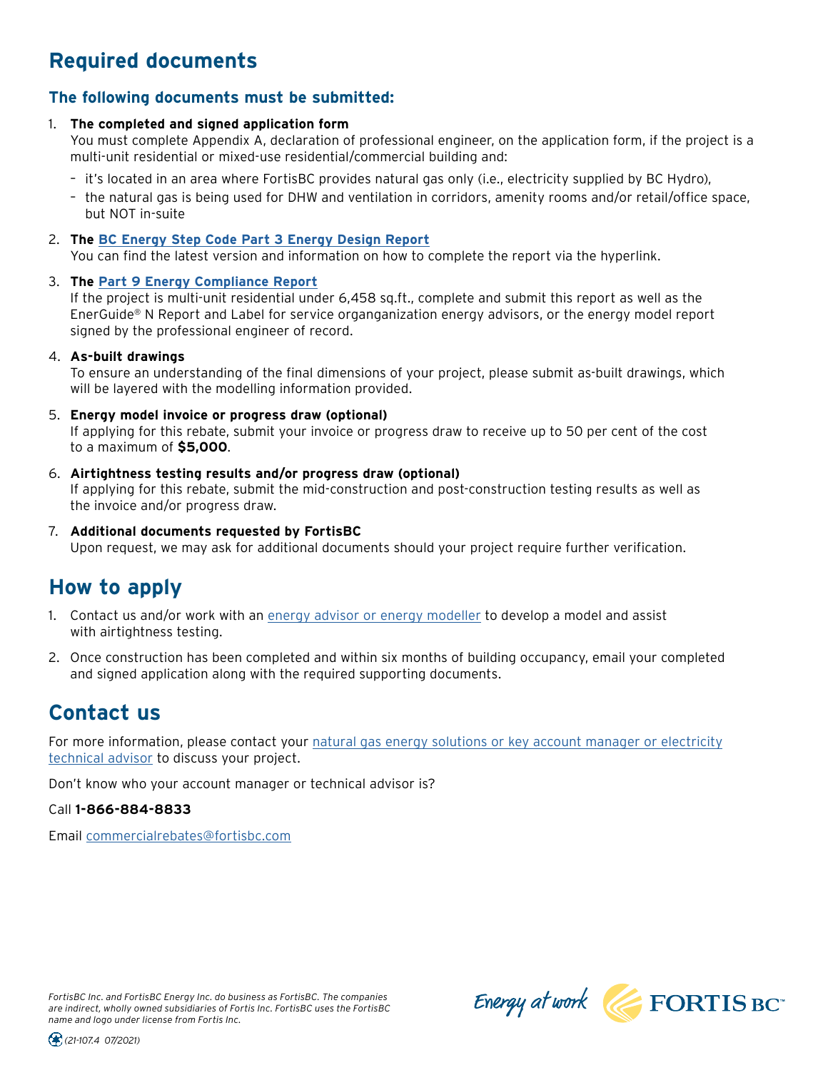## Required documents

### The following documents must be submitted:

1. **The completed and signed application form**
   You must complete Appendix A, declaration of professional engineer, on the application form, if the project is a multi-unit residential or mixed-use residential/commercial building and:
   - it's located in an area where FortisBC provides natural gas only (i.e., electricity supplied by BC Hydro),
   - the natural gas is being used for DHW and ventilation in corridors, amenity rooms and/or retail/office space, but NOT in-suite

2. **The BC Energy Step Code Part 3 Energy Design Report**
   You can find the latest version and information on how to complete the report via the hyperlink.

3. **The Part 9 Energy Compliance Report**
   If the project is multi-unit residential under 6,458 sq.ft., complete and submit this report as well as the EnerGuide® N Report and Label for service organganization energy advisors, or the energy model report signed by the professional engineer of record.

4. **As-built drawings**
   To ensure an understanding of the final dimensions of your project, please submit as-built drawings, which will be layered with the modelling information provided.

5. **Energy model invoice or progress draw (optional)**
   If applying for this rebate, submit your invoice or progress draw to receive up to 50 per cent of the cost to a maximum of **$5,000**.

6. **Airtightness testing results and/or progress draw (optional)**
   If applying for this rebate, submit the mid-construction and post-construction testing results as well as the invoice and/or progress draw.

7. **Additional documents requested by FortisBC**
   Upon request, we may ask for additional documents should your project require further verification.

## How to apply

1. Contact us and/or work with an energy advisor or energy modeller to develop a model and assist with airtightness testing.
2. Once construction has been completed and within six months of building occupancy, email your completed and signed application along with the required supporting documents.

## Contact us

For more information, please contact your natural gas energy solutions or key account manager or electricity technical advisor to discuss your project.

Don't know who your account manager or technical advisor is?

Call **1-866-884-8833**

Email commercialrebates@fortisbc.com

*FortisBC Inc. and FortisBC Energy Inc. do business as FortisBC. The companies are indirect, wholly owned subsidiaries of Fortis Inc. FortisBC uses the FortisBC name and logo under license from Fortis Inc.*

Energy at work FORTIS BC™

*(21-107.4 07/2021)*